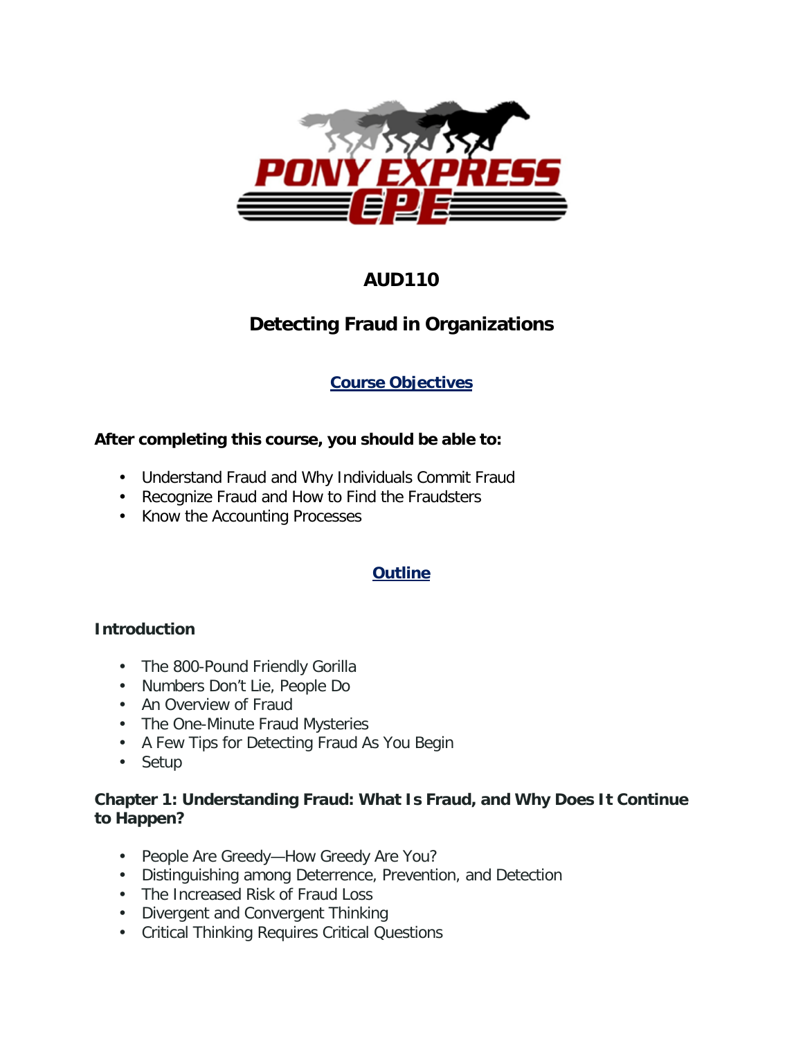# AUD110

## Detecting Fraud in Organizations

### Course Objectives

**After completing this course, you should be able to:**

- Understand Fraud and Why Individuals Commit Fraud
- Recognize Fraud and How to Find the Fraudsters
- Know the Accounting Processes

### Outline

**Introduction**

- The 800-Pound Friendly Gorilla
- Numbers Don't Lie, People Do
- An Overview of Fraud
- The One-Minute Fraud Mysteries
- A Few Tips for Detecting Fraud As You Begin
- Setup

**Chapter 1: Understanding Fraud: What Is Fraud, and Why Does It Continue to Happen?**

- People Are Greedy—How Greedy Are You?
- Distinguishing among Deterrence, Prevention, and Detection
- The Increased Risk of Fraud Loss
- Divergent and Convergent Thinking
- Critical Thinking Requires Critical Questions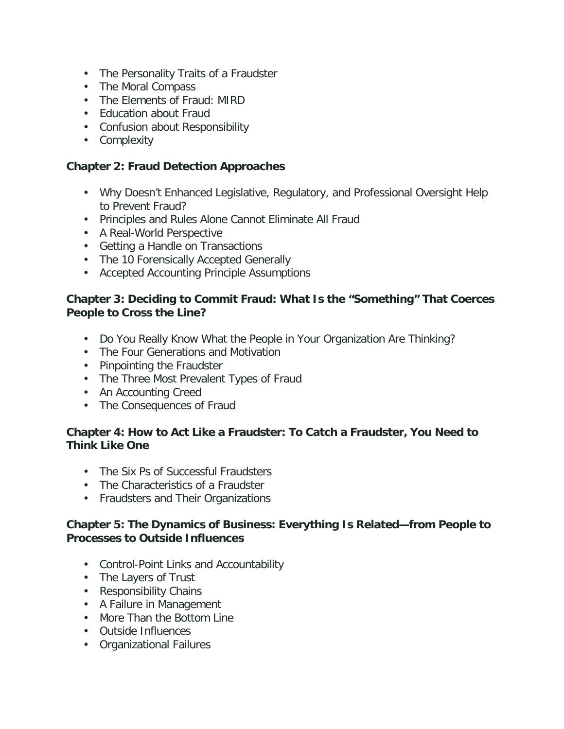- The Personality Traits of a Fraudster
- The Moral Compass
- The Elements of Fraud: MIRD
- Education about Fraud
- Confusion about Responsibility
- Complexity

**Chapter 2: Fraud Detection Approaches**

- Why Doesn't Enhanced Legislative, Regulatory, and Professional Oversight Help to Prevent Fraud?
- Principles and Rules Alone Cannot Eliminate All Fraud
- A Real-World Perspective
- Getting a Handle on Transactions
- The 10 Forensically Accepted Generally
- Accepted Accounting Principle Assumptions

**Chapter 3: Deciding to Commit Fraud: What Is the "Something" That Coerces People to Cross the Line?**

- Do You Really Know What the People in Your Organization Are Thinking?
- The Four Generations and Motivation
- Pinpointing the Fraudster
- The Three Most Prevalent Types of Fraud
- An Accounting Creed
- The Consequences of Fraud

**Chapter 4: How to Act Like a Fraudster: To Catch a Fraudster, You Need to Think Like One**

- The Six Ps of Successful Fraudsters
- The Characteristics of a Fraudster
- Fraudsters and Their Organizations

**Chapter 5: The Dynamics of Business: Everything Is Related—from People to Processes to Outside Influences**

- Control-Point Links and Accountability
- The Layers of Trust
- Responsibility Chains
- A Failure in Management
- More Than the Bottom Line
- Outside Influences
- Organizational Failures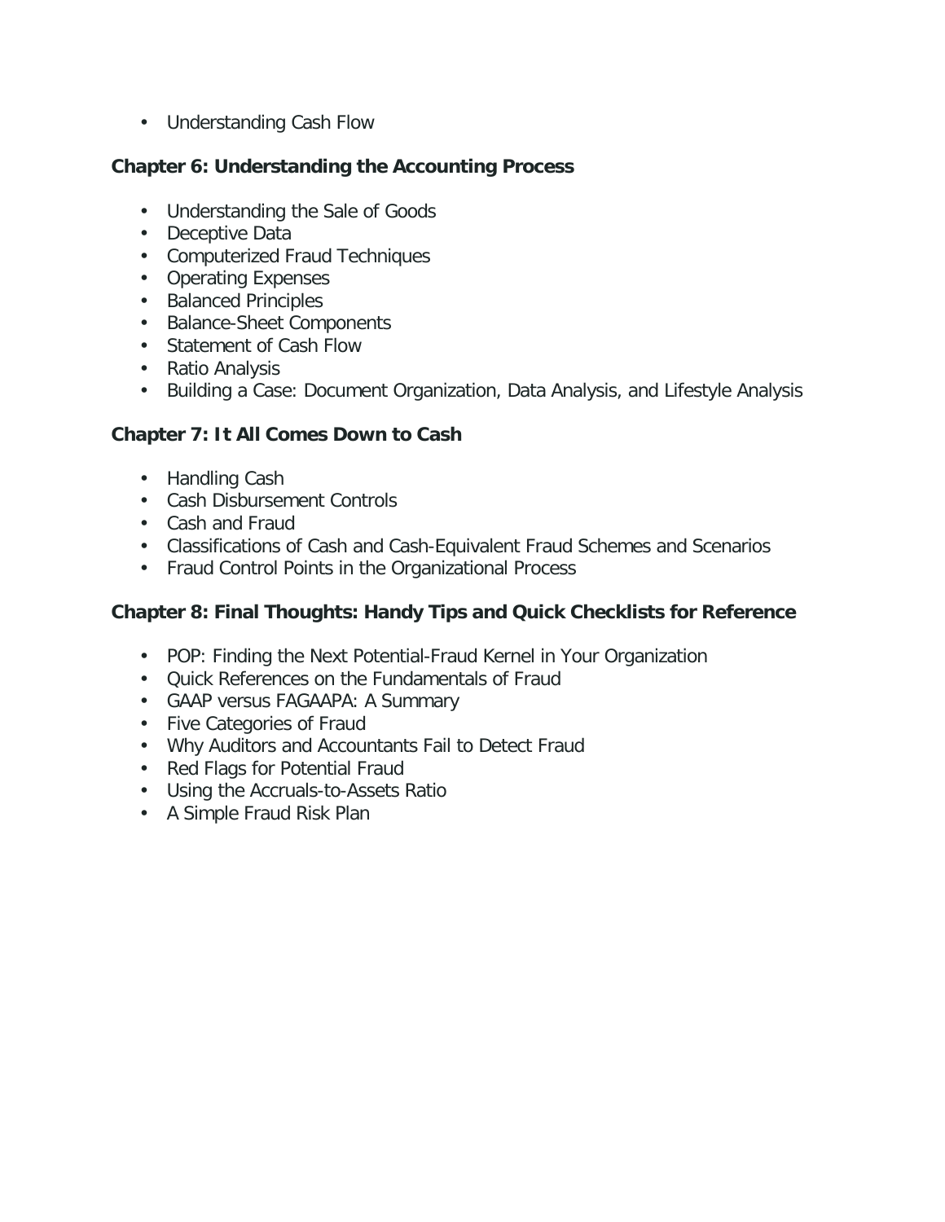- Understanding Cash Flow

**Chapter 6: Understanding the Accounting Process**

- Understanding the Sale of Goods
- Deceptive Data
- Computerized Fraud Techniques
- Operating Expenses
- Balanced Principles
- Balance-Sheet Components
- Statement of Cash Flow
- Ratio Analysis
- Building a Case: Document Organization, Data Analysis, and Lifestyle Analysis

**Chapter 7: It All Comes Down to Cash**

- Handling Cash
- Cash Disbursement Controls
- Cash and Fraud
- Classifications of Cash and Cash-Equivalent Fraud Schemes and Scenarios
- Fraud Control Points in the Organizational Process

**Chapter 8: Final Thoughts: Handy Tips and Quick Checklists for Reference**

- POP: Finding the Next Potential-Fraud Kernel in Your Organization
- Quick References on the Fundamentals of Fraud
- GAAP versus FAGAAPA: A Summary
- Five Categories of Fraud
- Why Auditors and Accountants Fail to Detect Fraud
- Red Flags for Potential Fraud
- Using the Accruals-to-Assets Ratio
- A Simple Fraud Risk Plan